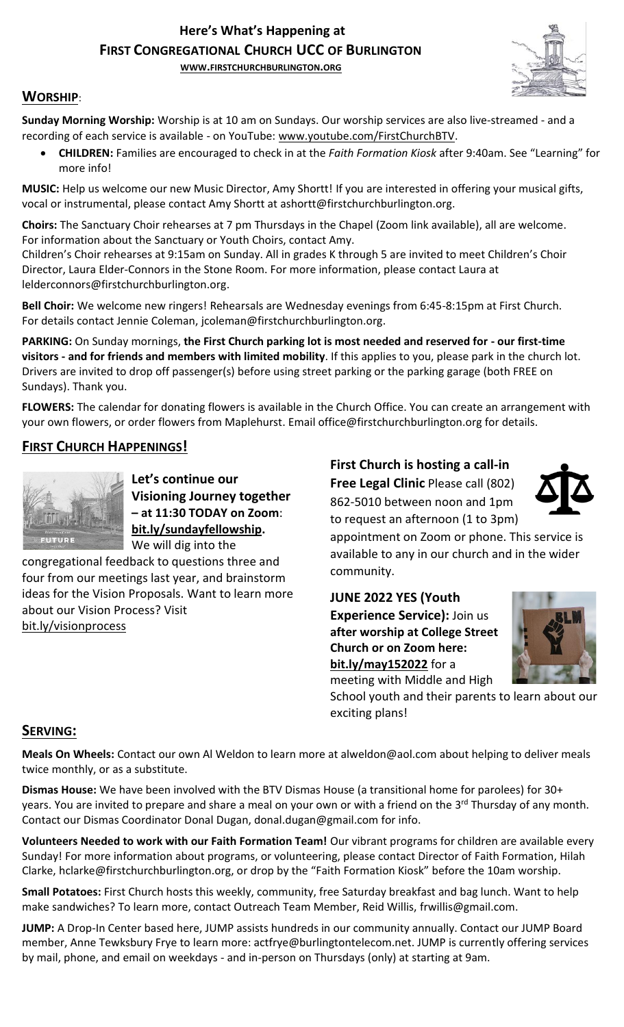# Here's What's Happening at FIRST CONGREGATIONAL CHURCH UCC OF BURLINGTON

WWW.FIRSTCHURCHBURLINGTON.ORG

## WORSHIP:

**Sunday Morning Worship:** Worship is at 10 am on Sundays. Our worship services are also live-streamed - and a recording of each service is available - on YouTube: www.youtube.com/FirstChurchBTV.

- **CHILDREN:** Families are encouraged to check in at the *Faith Formation Kiosk* after 9:40am. See "Learning" for more info!

**MUSIC:** Help us welcome our new Music Director, Amy Shortt! If you are interested in offering your musical gifts, vocal or instrumental, please contact Amy Shortt at ashortt@firstchurchburlington.org.

**Choirs:** The Sanctuary Choir rehearses at 7 pm Thursdays in the Chapel (Zoom link available), all are welcome. For information about the Sanctuary or Youth Choirs, contact Amy.
Children's Choir rehearses at 9:15am on Sunday. All in grades K through 5 are invited to meet Children's Choir Director, Laura Elder-Connors in the Stone Room. For more information, please contact Laura at lelderconnors@firstchurchburlington.org.

**Bell Choir:** We welcome new ringers! Rehearsals are Wednesday evenings from 6:45-8:15pm at First Church. For details contact Jennie Coleman, jcoleman@firstchurchburlington.org.

**PARKING:** On Sunday mornings, **the First Church parking lot is most needed and reserved for - our first-time visitors - and for friends and members with limited mobility**. If this applies to you, please park in the church lot. Drivers are invited to drop off passenger(s) before using street parking or the parking garage (both FREE on Sundays). Thank you.

**FLOWERS:** The calendar for donating flowers is available in the Church Office. You can create an arrangement with your own flowers, or order flowers from Maplehurst. Email office@firstchurchburlington.org for details.

## FIRST CHURCH HAPPENINGS!

**Let's continue our Visioning Journey together – at 11:30 TODAY on Zoom: bit.ly/sundayfellowship.** We will dig into the congregational feedback to questions three and four from our meetings last year, and brainstorm ideas for the Vision Proposals. Want to learn more about our Vision Process? Visit bit.ly/visionprocess

**First Church is hosting a call-in Free Legal Clinic** Please call (802) 862-5010 between noon and 1pm to request an afternoon (1 to 3pm) appointment on Zoom or phone. This service is available to any in our church and in the wider community.

**JUNE 2022 YES (Youth Experience Service): Join us after worship at College Street Church or on Zoom here: bit.ly/may152022** for a meeting with Middle and High School youth and their parents to learn about our exciting plans!

## SERVING:

**Meals On Wheels:** Contact our own Al Weldon to learn more at alweldon@aol.com about helping to deliver meals twice monthly, or as a substitute.

**Dismas House:** We have been involved with the BTV Dismas House (a transitional home for parolees) for 30+ years. You are invited to prepare and share a meal on your own or with a friend on the 3rd Thursday of any month. Contact our Dismas Coordinator Donal Dugan, donal.dugan@gmail.com for info.

**Volunteers Needed to work with our Faith Formation Team!** Our vibrant programs for children are available every Sunday! For more information about programs, or volunteering, please contact Director of Faith Formation, Hilah Clarke, hclarke@firstchurchburlington.org, or drop by the "Faith Formation Kiosk" before the 10am worship.

**Small Potatoes:** First Church hosts this weekly, community, free Saturday breakfast and bag lunch. Want to help make sandwiches? To learn more, contact Outreach Team Member, Reid Willis, frwillis@gmail.com.

**JUMP:** A Drop-In Center based here, JUMP assists hundreds in our community annually. Contact our JUMP Board member, Anne Tewksbury Frye to learn more: actfrye@burlingtontelecom.net. JUMP is currently offering services by mail, phone, and email on weekdays - and in-person on Thursdays (only) at starting at 9am.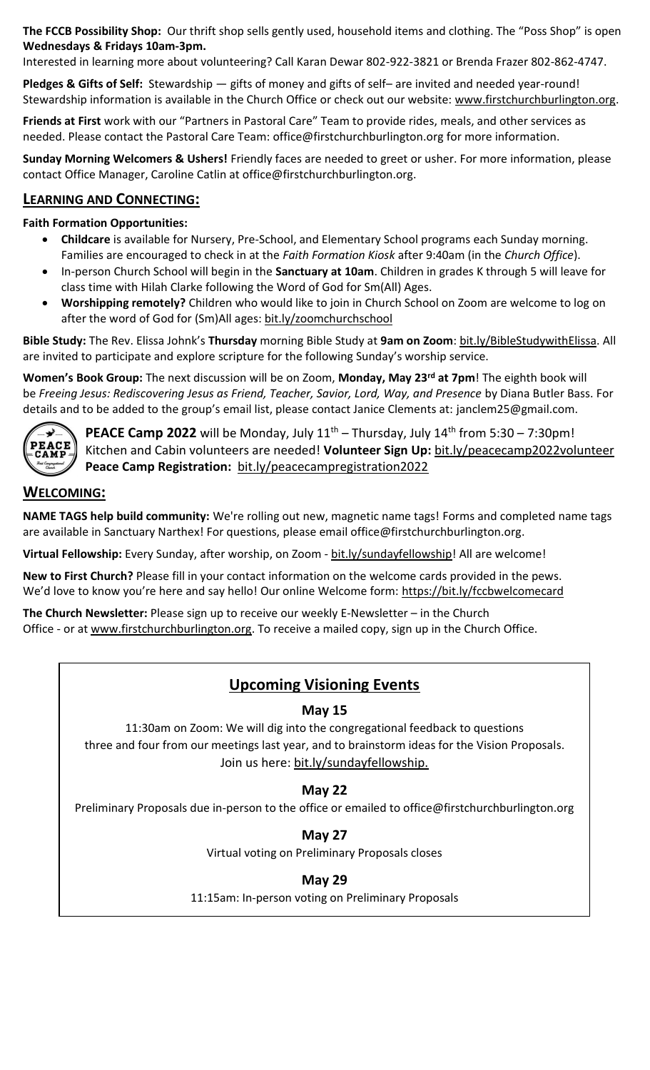**The FCCB Possibility Shop:** Our thrift shop sells gently used, household items and clothing. The "Poss Shop" is open **Wednesdays & Fridays 10am-3pm.**
Interested in learning more about volunteering? Call Karan Dewar 802-922-3821 or Brenda Frazer 802-862-4747.

**Pledges & Gifts of Self:** Stewardship — gifts of money and gifts of self– are invited and needed year-round! Stewardship information is available in the Church Office or check out our website: www.firstchurchburlington.org.

**Friends at First** work with our "Partners in Pastoral Care" Team to provide rides, meals, and other services as needed. Please contact the Pastoral Care Team: office@firstchurchburlington.org for more information.

**Sunday Morning Welcomers & Ushers!** Friendly faces are needed to greet or usher. For more information, please contact Office Manager, Caroline Catlin at office@firstchurchburlington.org.

## LEARNING AND CONNECTING:

**Faith Formation Opportunities:**

- **Childcare** is available for Nursery, Pre-School, and Elementary School programs each Sunday morning. Families are encouraged to check in at the *Faith Formation Kiosk* after 9:40am (in the *Church Office*).
- In-person Church School will begin in the **Sanctuary at 10am**. Children in grades K through 5 will leave for class time with Hilah Clarke following the Word of God for Sm(All) Ages.
- **Worshipping remotely?** Children who would like to join in Church School on Zoom are welcome to log on after the word of God for (Sm)All ages: bit.ly/zoomchurchschool

**Bible Study:** The Rev. Elissa Johnk's **Thursday** morning Bible Study at **9am on Zoom**: bit.ly/BibleStudywithElissa. All are invited to participate and explore scripture for the following Sunday's worship service.

**Women's Book Group:** The next discussion will be on Zoom, **Monday, May 23rd at 7pm**! The eighth book will be *Freeing Jesus: Rediscovering Jesus as Friend, Teacher, Savior, Lord, Way, and Presence* by Diana Butler Bass. For details and to be added to the group's email list, please contact Janice Clements at: janclem25@gmail.com.

**PEACE Camp 2022** will be Monday, July 11th – Thursday, July 14th from 5:30 – 7:30pm! Kitchen and Cabin volunteers are needed! **Volunteer Sign Up:** bit.ly/peacecamp2022volunteer
**Peace Camp Registration:** bit.ly/peacecampregistration2022

## WELCOMING:

**NAME TAGS help build community:** We're rolling out new, magnetic name tags! Forms and completed name tags are available in Sanctuary Narthex! For questions, please email office@firstchurchburlington.org.

**Virtual Fellowship:** Every Sunday, after worship, on Zoom - bit.ly/sundayfellowship! All are welcome!

**New to First Church?** Please fill in your contact information on the welcome cards provided in the pews. We'd love to know you're here and say hello! Our online Welcome form: https://bit.ly/fccbwelcomecard

**The Church Newsletter:** Please sign up to receive our weekly E-Newsletter – in the Church Office - or at www.firstchurchburlington.org. To receive a mailed copy, sign up in the Church Office.

## Upcoming Visioning Events

### May 15

11:30am on Zoom: We will dig into the congregational feedback to questions three and four from our meetings last year, and to brainstorm ideas for the Vision Proposals. Join us here: bit.ly/sundayfellowship.

### May 22

Preliminary Proposals due in-person to the office or emailed to office@firstchurchburlington.org

### May 27

Virtual voting on Preliminary Proposals closes

### May 29

11:15am: In-person voting on Preliminary Proposals